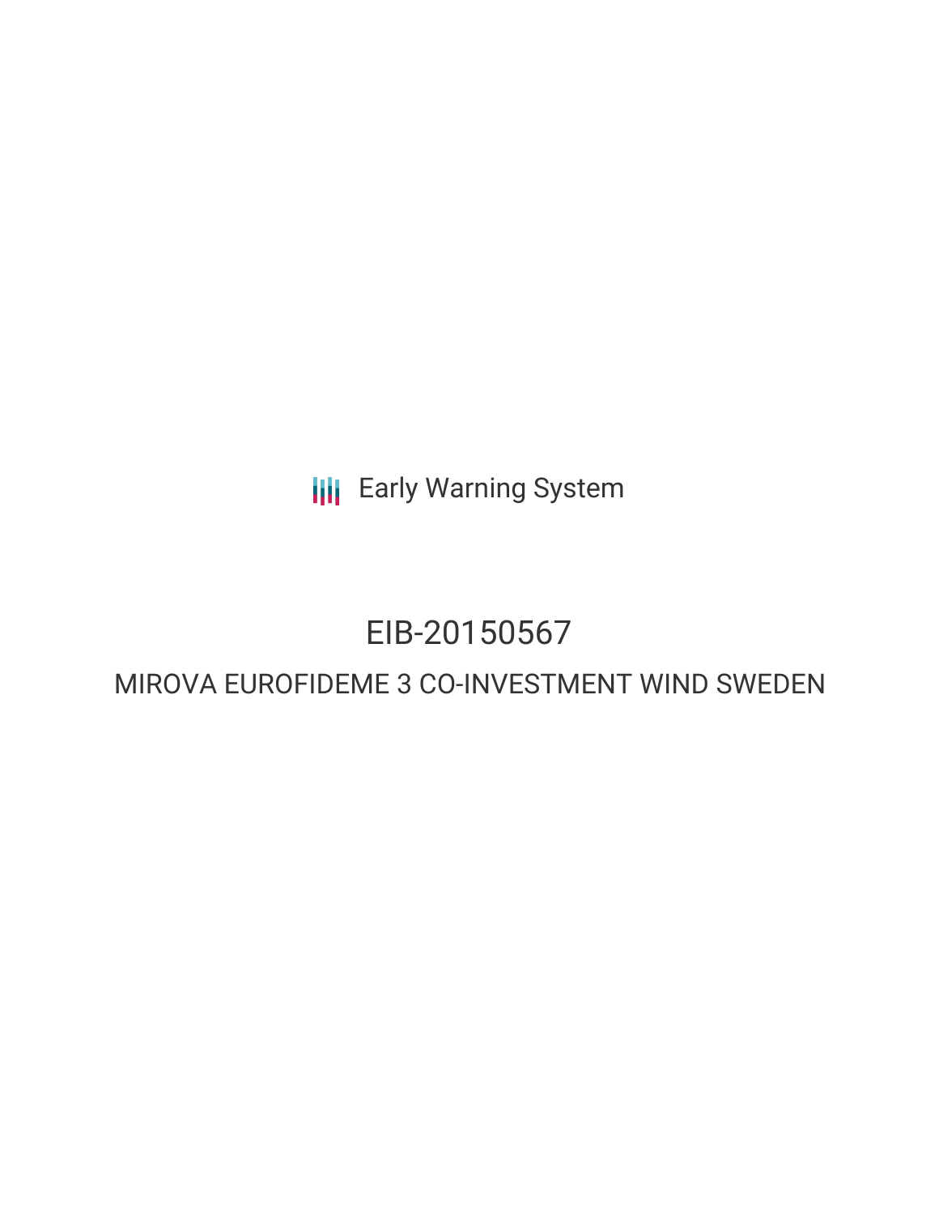Early Warning System

# EIB-20150567

## MIROVA EUROFIDEME 3 CO-INVESTMENT WIND SWEDEN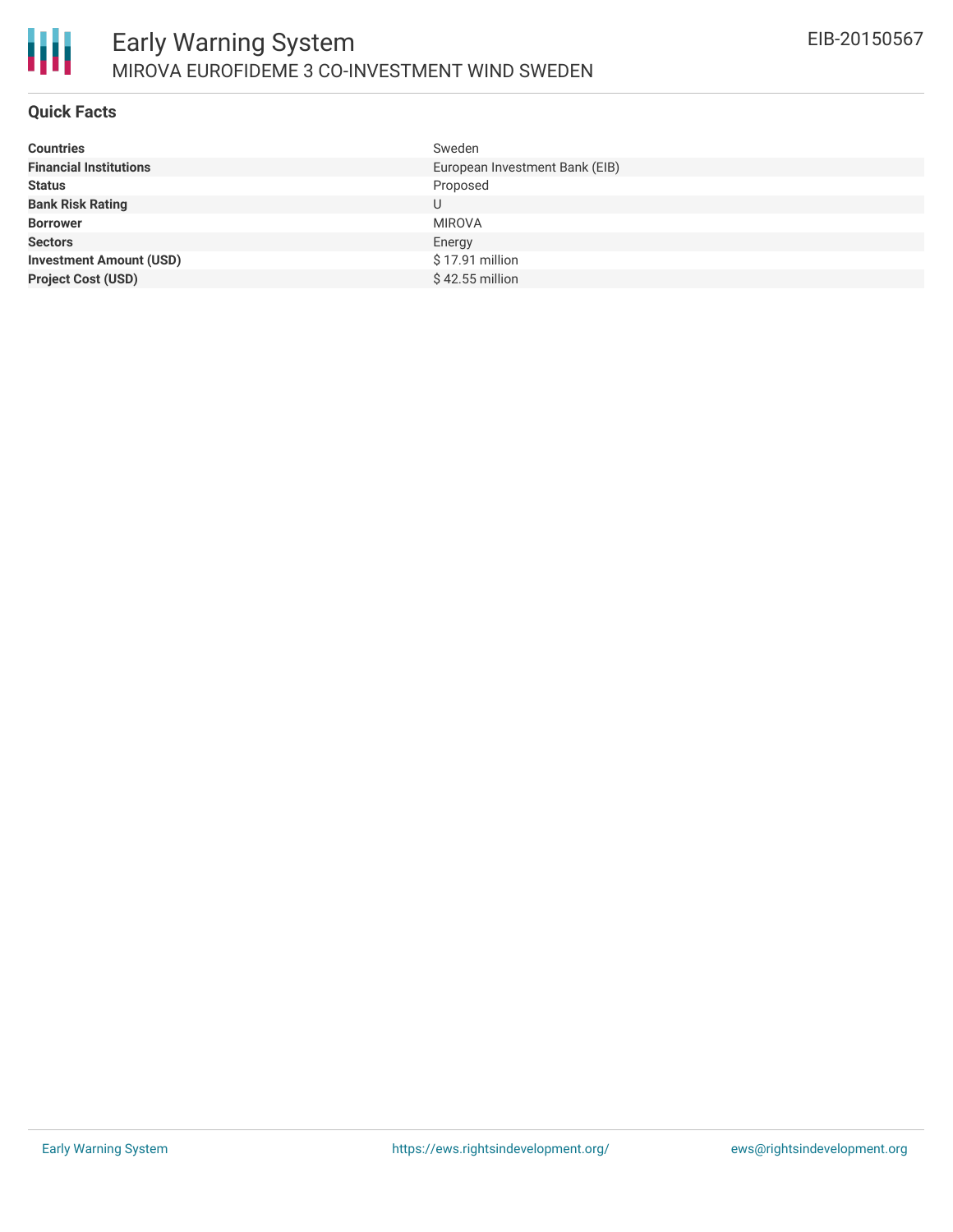# Early Warning System

MIROVA EUROFIDEME 3 CO-INVESTMENT WIND SWEDEN

EIB-20150567

## Quick Facts

| | |
|---|---|
| **Countries** | Sweden |
| **Financial Institutions** | European Investment Bank (EIB) |
| **Status** | Proposed |
| **Bank Risk Rating** | U |
| **Borrower** | MIROVA |
| **Sectors** | Energy |
| **Investment Amount (USD)** | $ 17.91 million |
| **Project Cost (USD)** | $ 42.55 million |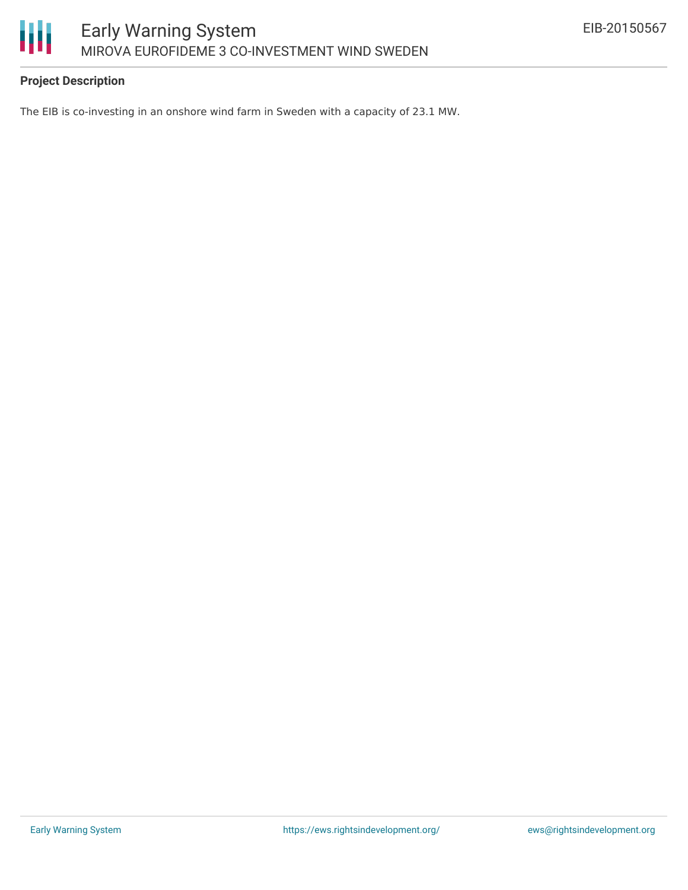**Project Description**

The EIB is co-investing in an onshore wind farm in Sweden with a capacity of 23.1 MW.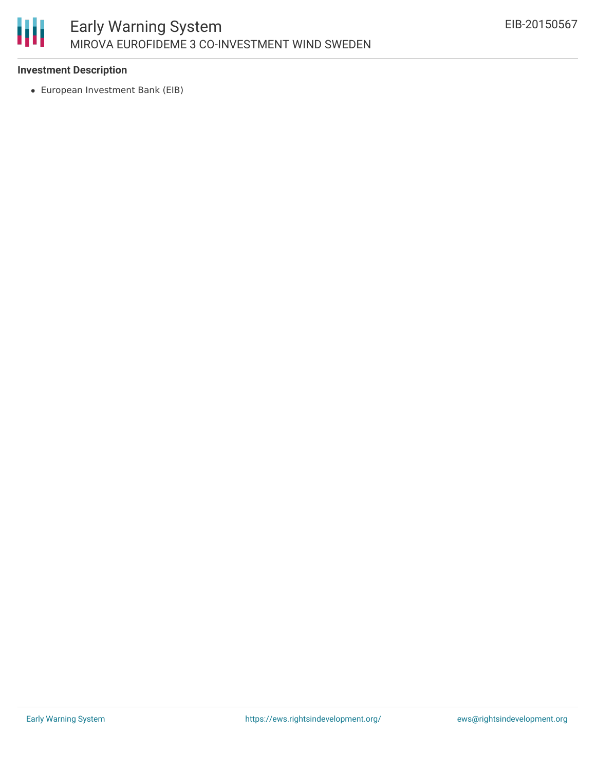### Investment Description

- European Investment Bank (EIB)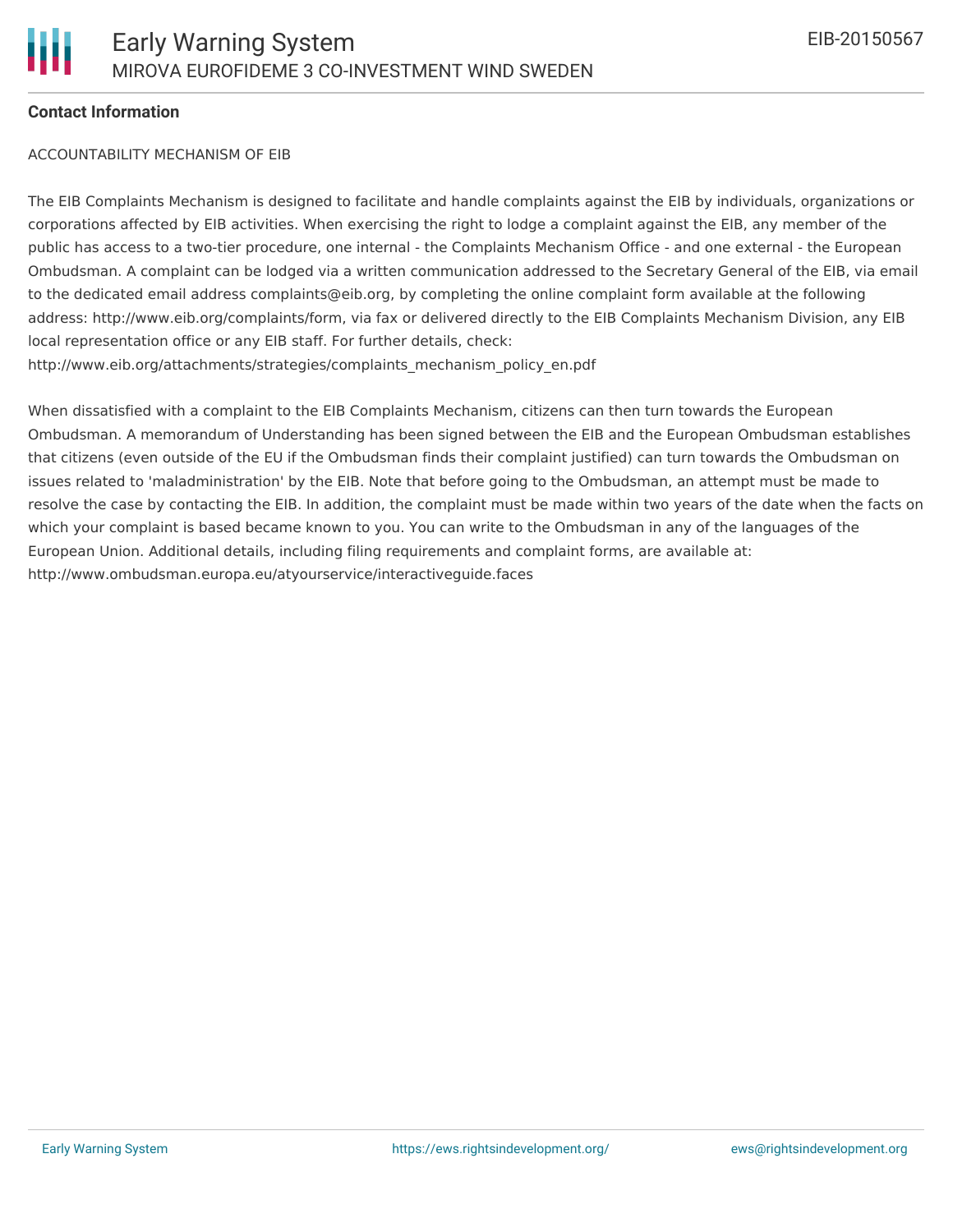**Contact Information**

ACCOUNTABILITY MECHANISM OF EIB

The EIB Complaints Mechanism is designed to facilitate and handle complaints against the EIB by individuals, organizations or corporations affected by EIB activities. When exercising the right to lodge a complaint against the EIB, any member of the public has access to a two-tier procedure, one internal - the Complaints Mechanism Office - and one external - the European Ombudsman. A complaint can be lodged via a written communication addressed to the Secretary General of the EIB, via email to the dedicated email address complaints@eib.org, by completing the online complaint form available at the following address: http://www.eib.org/complaints/form, via fax or delivered directly to the EIB Complaints Mechanism Division, any EIB local representation office or any EIB staff. For further details, check: http://www.eib.org/attachments/strategies/complaints_mechanism_policy_en.pdf

When dissatisfied with a complaint to the EIB Complaints Mechanism, citizens can then turn towards the European Ombudsman. A memorandum of Understanding has been signed between the EIB and the European Ombudsman establishes that citizens (even outside of the EU if the Ombudsman finds their complaint justified) can turn towards the Ombudsman on issues related to 'maladministration' by the EIB. Note that before going to the Ombudsman, an attempt must be made to resolve the case by contacting the EIB. In addition, the complaint must be made within two years of the date when the facts on which your complaint is based became known to you. You can write to the Ombudsman in any of the languages of the European Union. Additional details, including filing requirements and complaint forms, are available at: http://www.ombudsman.europa.eu/atyourservice/interactiveguide.faces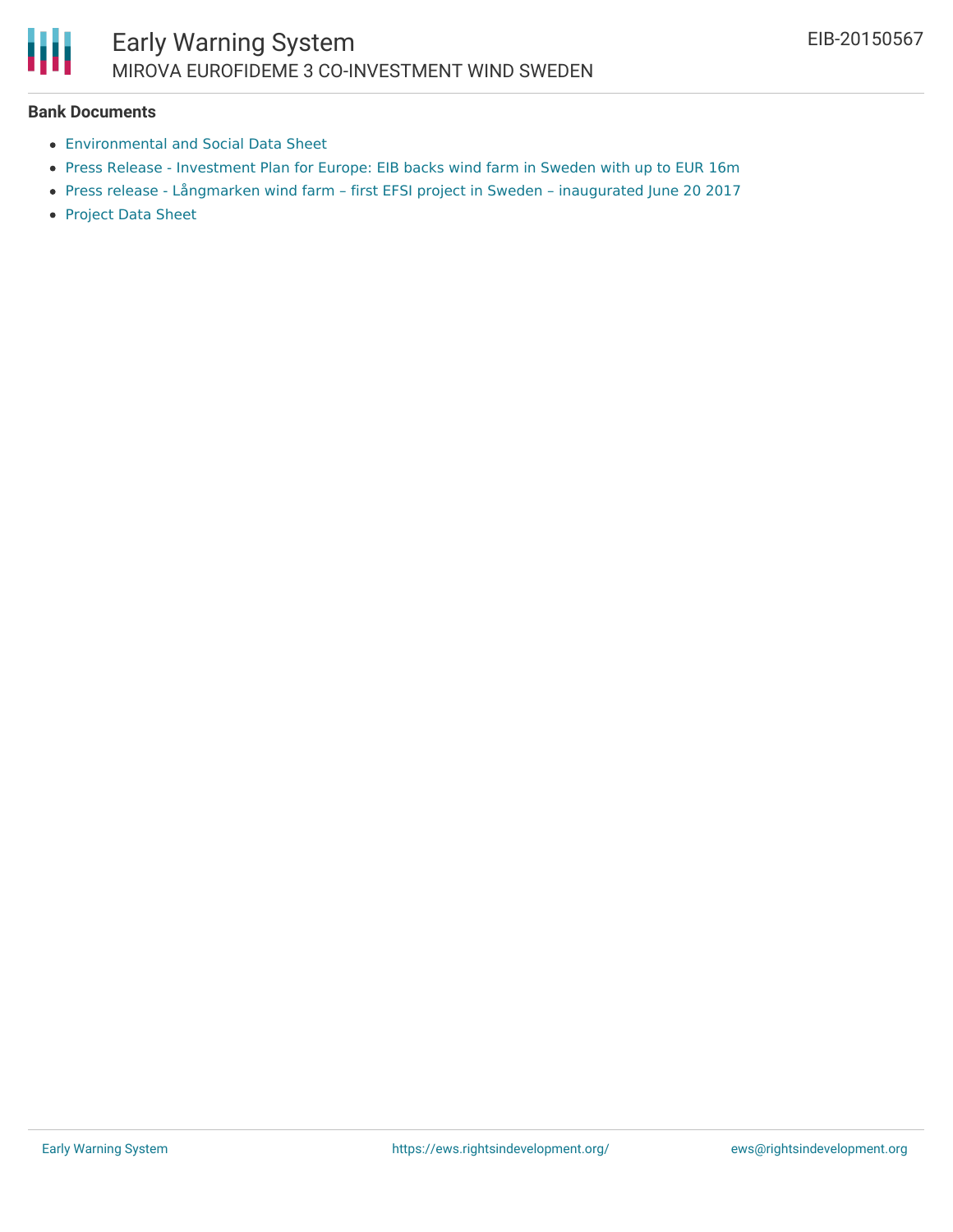**Bank Documents**

- Environmental and Social Data Sheet
- Press Release - Investment Plan for Europe: EIB backs wind farm in Sweden with up to EUR 16m
- Press release - Långmarken wind farm – first EFSI project in Sweden – inaugurated June 20 2017
- Project Data Sheet